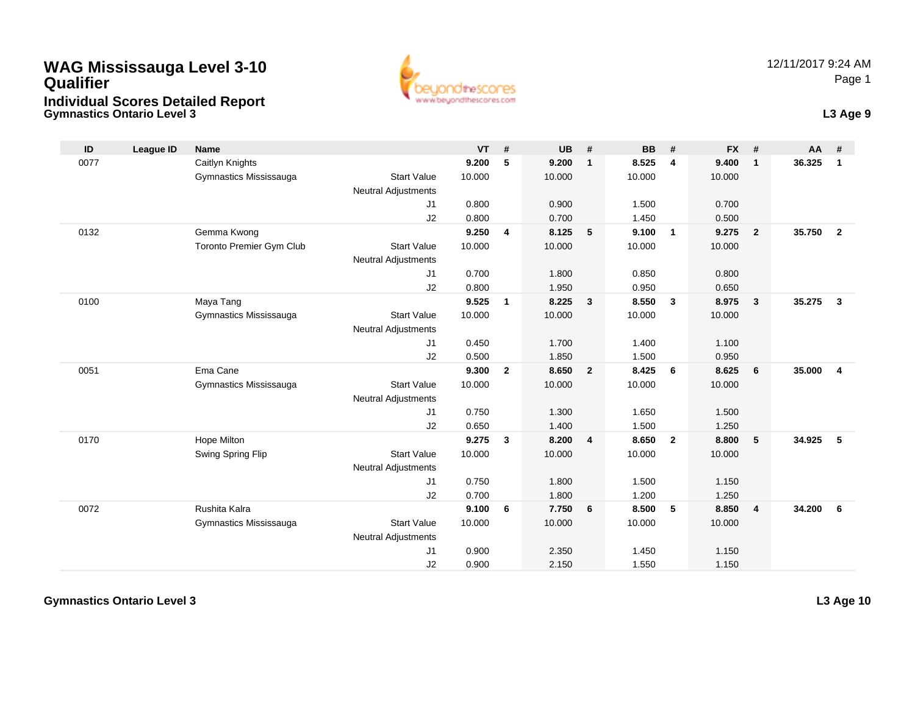# WAG Mississauga Level 3-10 Qualifier

## Individual Scores Detailed Report

### Gymnastics Ontario Level 3

12/11/2017 9:24 AM

**L3 Age 9**

| ID | League ID | Name | | VT | # | UB | # | BB | # | FX | # | AA | # |
|---|---|---|---|---|---|---|---|---|---|---|---|---|---|
| 0077 | | Caitlyn Knights | | **9.200** | **5** | **9.200** | **1** | **8.525** | **4** | **9.400** | **1** | **36.325** | **1** |
| | | Gymnastics Mississauga | Start Value | 10.000 | | 10.000 | | 10.000 | | 10.000 | | | |
| | | | Neutral Adjustments | | | | | | | | | | |
| | | | J1 | 0.800 | | 0.900 | | 1.500 | | 0.700 | | | |
| | | | J2 | 0.800 | | 0.700 | | 1.450 | | 0.500 | | | |
| 0132 | | Gemma Kwong | | **9.250** | **4** | **8.125** | **5** | **9.100** | **1** | **9.275** | **2** | **35.750** | **2** |
| | | Toronto Premier Gym Club | Start Value | 10.000 | | 10.000 | | 10.000 | | 10.000 | | | |
| | | | Neutral Adjustments | | | | | | | | | | |
| | | | J1 | 0.700 | | 1.800 | | 0.850 | | 0.800 | | | |
| | | | J2 | 0.800 | | 1.950 | | 0.950 | | 0.650 | | | |
| 0100 | | Maya Tang | | **9.525** | **1** | **8.225** | **3** | **8.550** | **3** | **8.975** | **3** | **35.275** | **3** |
| | | Gymnastics Mississauga | Start Value | 10.000 | | 10.000 | | 10.000 | | 10.000 | | | |
| | | | Neutral Adjustments | | | | | | | | | | |
| | | | J1 | 0.450 | | 1.700 | | 1.400 | | 1.100 | | | |
| | | | J2 | 0.500 | | 1.850 | | 1.500 | | 0.950 | | | |
| 0051 | | Ema Cane | | **9.300** | **2** | **8.650** | **2** | **8.425** | **6** | **8.625** | **6** | **35.000** | **4** |
| | | Gymnastics Mississauga | Start Value | 10.000 | | 10.000 | | 10.000 | | 10.000 | | | |
| | | | Neutral Adjustments | | | | | | | | | | |
| | | | J1 | 0.750 | | 1.300 | | 1.650 | | 1.500 | | | |
| | | | J2 | 0.650 | | 1.400 | | 1.500 | | 1.250 | | | |
| 0170 | | Hope Milton | | **9.275** | **3** | **8.200** | **4** | **8.650** | **2** | **8.800** | **5** | **34.925** | **5** |
| | | Swing Spring Flip | Start Value | 10.000 | | 10.000 | | 10.000 | | 10.000 | | | |
| | | | Neutral Adjustments | | | | | | | | | | |
| | | | J1 | 0.750 | | 1.800 | | 1.500 | | 1.150 | | | |
| | | | J2 | 0.700 | | 1.800 | | 1.200 | | 1.250 | | | |
| 0072 | | Rushita Kalra | | **9.100** | **6** | **7.750** | **6** | **8.500** | **5** | **8.850** | **4** | **34.200** | **6** |
| | | Gymnastics Mississauga | Start Value | 10.000 | | 10.000 | | 10.000 | | 10.000 | | | |
| | | | Neutral Adjustments | | | | | | | | | | |
| | | | J1 | 0.900 | | 2.350 | | 1.450 | | 1.150 | | | |
| | | | J2 | 0.900 | | 2.150 | | 1.550 | | 1.150 | | | |

### Gymnastics Ontario Level 3

**L3 Age 10**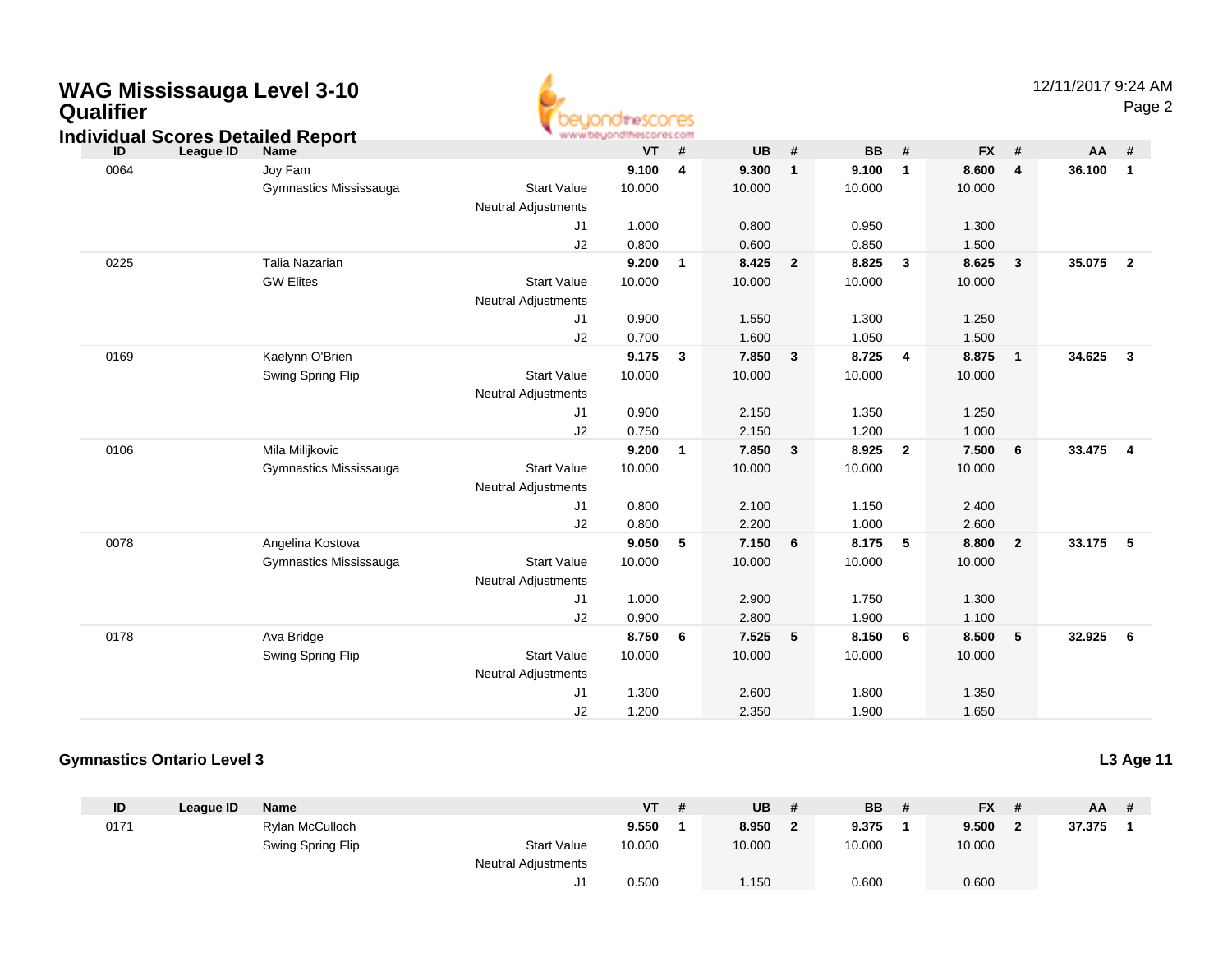# WAG Mississauga Level 3-10 Qualifier

## Individual Scores Detailed Report

| ID | League ID | Name | | VT | # | UB | # | BB | # | FX | # | AA | # |
|---|---|---|---|---|---|---|---|---|---|---|---|---|---|
| 0064 | | Joy Fam | | **9.100** | **4** | **9.300** | **1** | **9.100** | **1** | **8.600** | **4** | **36.100** | **1** |
| | | Gymnastics Mississauga | Start Value | 10.000 | | 10.000 | | 10.000 | | 10.000 | | | |
| | | | Neutral Adjustments | | | | | | | | | | |
| | | | J1 | 1.000 | | 0.800 | | 0.950 | | 1.300 | | | |
| | | | J2 | 0.800 | | 0.600 | | 0.850 | | 1.500 | | | |
| 0225 | | Talia Nazarian | | **9.200** | **1** | **8.425** | **2** | **8.825** | **3** | **8.625** | **3** | **35.075** | **2** |
| | | GW Elites | Start Value | 10.000 | | 10.000 | | 10.000 | | 10.000 | | | |
| | | | Neutral Adjustments | | | | | | | | | | |
| | | | J1 | 0.900 | | 1.550 | | 1.300 | | 1.250 | | | |
| | | | J2 | 0.700 | | 1.600 | | 1.050 | | 1.500 | | | |
| 0169 | | Kaelynn O'Brien | | **9.175** | **3** | **7.850** | **3** | **8.725** | **4** | **8.875** | **1** | **34.625** | **3** |
| | | Swing Spring Flip | Start Value | 10.000 | | 10.000 | | 10.000 | | 10.000 | | | |
| | | | Neutral Adjustments | | | | | | | | | | |
| | | | J1 | 0.900 | | 2.150 | | 1.350 | | 1.250 | | | |
| | | | J2 | 0.750 | | 2.150 | | 1.200 | | 1.000 | | | |
| 0106 | | Mila Milijkovic | | **9.200** | **1** | **7.850** | **3** | **8.925** | **2** | **7.500** | **6** | **33.475** | **4** |
| | | Gymnastics Mississauga | Start Value | 10.000 | | 10.000 | | 10.000 | | 10.000 | | | |
| | | | Neutral Adjustments | | | | | | | | | | |
| | | | J1 | 0.800 | | 2.100 | | 1.150 | | 2.400 | | | |
| | | | J2 | 0.800 | | 2.200 | | 1.000 | | 2.600 | | | |
| 0078 | | Angelina Kostova | | **9.050** | **5** | **7.150** | **6** | **8.175** | **5** | **8.800** | **2** | **33.175** | **5** |
| | | Gymnastics Mississauga | Start Value | 10.000 | | 10.000 | | 10.000 | | 10.000 | | | |
| | | | Neutral Adjustments | | | | | | | | | | |
| | | | J1 | 1.000 | | 2.900 | | 1.750 | | 1.300 | | | |
| | | | J2 | 0.900 | | 2.800 | | 1.900 | | 1.100 | | | |
| 0178 | | Ava Bridge | | **8.750** | **6** | **7.525** | **5** | **8.150** | **6** | **8.500** | **5** | **32.925** | **6** |
| | | Swing Spring Flip | Start Value | 10.000 | | 10.000 | | 10.000 | | 10.000 | | | |
| | | | Neutral Adjustments | | | | | | | | | | |
| | | | J1 | 1.300 | | 2.600 | | 1.800 | | 1.350 | | | |
| | | | J2 | 1.200 | | 2.350 | | 1.900 | | 1.650 | | | |

### Gymnastics Ontario Level 3

**L3 Age 11**

| ID | League ID | Name | | VT | # | UB | # | BB | # | FX | # | AA | # |
|---|---|---|---|---|---|---|---|---|---|---|---|---|---|
| 0171 | | Rylan McCulloch | | **9.550** | **1** | **8.950** | **2** | **9.375** | **1** | **9.500** | **2** | **37.375** | **1** |
| | | Swing Spring Flip | Start Value | 10.000 | | 10.000 | | 10.000 | | 10.000 | | | |
| | | | Neutral Adjustments | | | | | | | | | | |
| | | | J1 | 0.500 | | 1.150 | | 0.600 | | 0.600 | | | |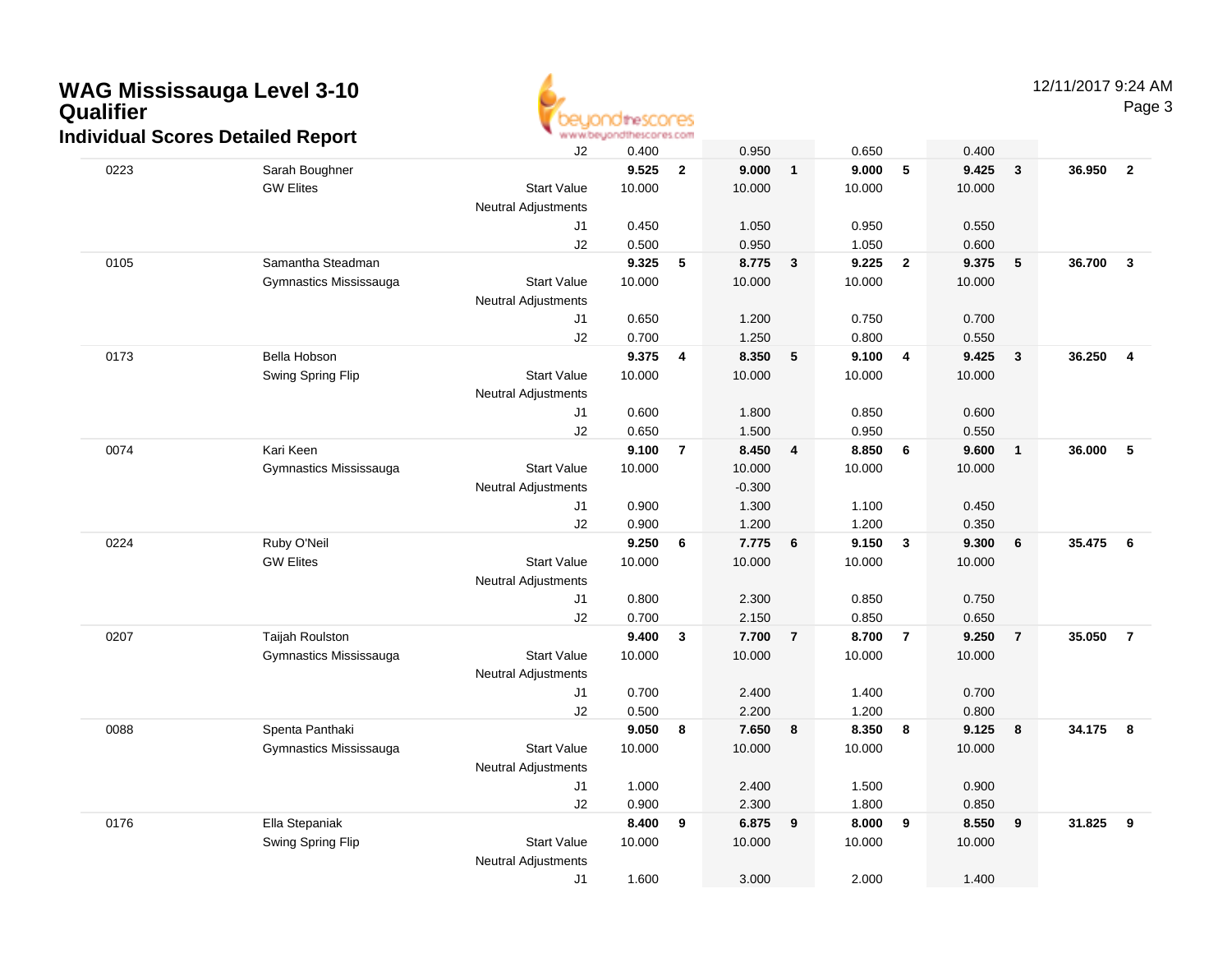# WAG Mississauga Level 3-10 Qualifier

## Individual Scores Detailed Report

| # | Name / Club | | Vault | Rank | Bars | Rank | Beam | Rank | Floor | Rank | AA | Rank |
|---|---|---|---|---|---|---|---|---|---|---|---|---|
| | | J2 | 0.400 | | 0.950 | | 0.650 | | 0.400 | | | |
| 0223 | Sarah Boughner | | **9.525** | **2** | **9.000** | **1** | **9.000** | **5** | **9.425** | **3** | **36.950** | **2** |
| | GW Elites | Start Value | 10.000 | | 10.000 | | 10.000 | | 10.000 | | | |
| | | Neutral Adjustments | | | | | | | | | | |
| | | J1 | 0.450 | | 1.050 | | 0.950 | | 0.550 | | | |
| | | J2 | 0.500 | | 0.950 | | 1.050 | | 0.600 | | | |
| 0105 | Samantha Steadman | | **9.325** | **5** | **8.775** | **3** | **9.225** | **2** | **9.375** | **5** | **36.700** | **3** |
| | Gymnastics Mississauga | Start Value | 10.000 | | 10.000 | | 10.000 | | 10.000 | | | |
| | | Neutral Adjustments | | | | | | | | | | |
| | | J1 | 0.650 | | 1.200 | | 0.750 | | 0.700 | | | |
| | | J2 | 0.700 | | 1.250 | | 0.800 | | 0.550 | | | |
| 0173 | Bella Hobson | | **9.375** | **4** | **8.350** | **5** | **9.100** | **4** | **9.425** | **3** | **36.250** | **4** |
| | Swing Spring Flip | Start Value | 10.000 | | 10.000 | | 10.000 | | 10.000 | | | |
| | | Neutral Adjustments | | | | | | | | | | |
| | | J1 | 0.600 | | 1.800 | | 0.850 | | 0.600 | | | |
| | | J2 | 0.650 | | 1.500 | | 0.950 | | 0.550 | | | |
| 0074 | Kari Keen | | **9.100** | **7** | **8.450** | **4** | **8.850** | **6** | **9.600** | **1** | **36.000** | **5** |
| | Gymnastics Mississauga | Start Value | 10.000 | | 10.000 | | 10.000 | | 10.000 | | | |
| | | Neutral Adjustments | | | -0.300 | | | | | | | |
| | | J1 | 0.900 | | 1.300 | | 1.100 | | 0.450 | | | |
| | | J2 | 0.900 | | 1.200 | | 1.200 | | 0.350 | | | |
| 0224 | Ruby O'Neil | | **9.250** | **6** | **7.775** | **6** | **9.150** | **3** | **9.300** | **6** | **35.475** | **6** |
| | GW Elites | Start Value | 10.000 | | 10.000 | | 10.000 | | 10.000 | | | |
| | | Neutral Adjustments | | | | | | | | | | |
| | | J1 | 0.800 | | 2.300 | | 0.850 | | 0.750 | | | |
| | | J2 | 0.700 | | 2.150 | | 0.850 | | 0.650 | | | |
| 0207 | Taijah Roulston | | **9.400** | **3** | **7.700** | **7** | **8.700** | **7** | **9.250** | **7** | **35.050** | **7** |
| | Gymnastics Mississauga | Start Value | 10.000 | | 10.000 | | 10.000 | | 10.000 | | | |
| | | Neutral Adjustments | | | | | | | | | | |
| | | J1 | 0.700 | | 2.400 | | 1.400 | | 0.700 | | | |
| | | J2 | 0.500 | | 2.200 | | 1.200 | | 0.800 | | | |
| 0088 | Spenta Panthaki | | **9.050** | **8** | **7.650** | **8** | **8.350** | **8** | **9.125** | **8** | **34.175** | **8** |
| | Gymnastics Mississauga | Start Value | 10.000 | | 10.000 | | 10.000 | | 10.000 | | | |
| | | Neutral Adjustments | | | | | | | | | | |
| | | J1 | 1.000 | | 2.400 | | 1.500 | | 0.900 | | | |
| | | J2 | 0.900 | | 2.300 | | 1.800 | | 0.850 | | | |
| 0176 | Ella Stepaniak | | **8.400** | **9** | **6.875** | **9** | **8.000** | **9** | **8.550** | **9** | **31.825** | **9** |
| | Swing Spring Flip | Start Value | 10.000 | | 10.000 | | 10.000 | | 10.000 | | | |
| | | Neutral Adjustments | | | | | | | | | | |
| | | J1 | 1.600 | | 3.000 | | 2.000 | | 1.400 | | | |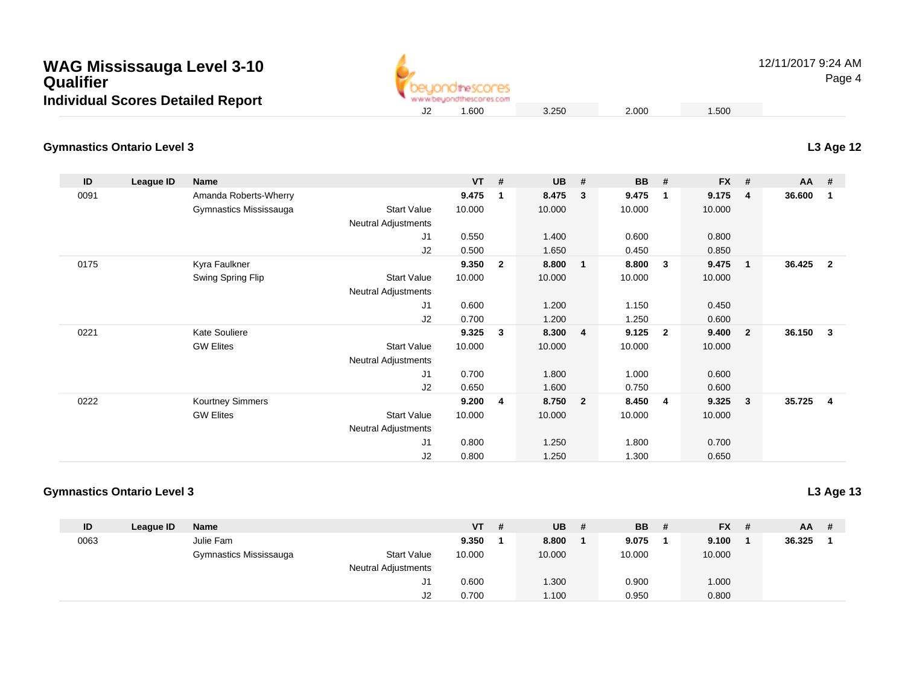# WAG Mississauga Level 3-10 Qualifier

## Individual Scores Detailed Report

| | | | | | | | |
|---|---|---|---|---|---|---|---|
| J2 | 1.600 | | 3.250 | | 2.000 | | 1.500 |

### Gymnastics Ontario Level 3

**L3 Age 12**

| ID | League ID | Name | | VT | # | UB | # | BB | # | FX | # | AA | # |
|---|---|---|---|---|---|---|---|---|---|---|---|---|---|
| 0091 | | Amanda Roberts-Wherry | | **9.475** | **1** | **8.475** | **3** | **9.475** | **1** | **9.175** | **4** | **36.600** | **1** |
| | | Gymnastics Mississauga | Start Value | 10.000 | | 10.000 | | 10.000 | | 10.000 | | | |
| | | | Neutral Adjustments | | | | | | | | | | |
| | | | J1 | 0.550 | | 1.400 | | 0.600 | | 0.800 | | | |
| | | | J2 | 0.500 | | 1.650 | | 0.450 | | 0.850 | | | |
| 0175 | | Kyra Faulkner | | **9.350** | **2** | **8.800** | **1** | **8.800** | **3** | **9.475** | **1** | **36.425** | **2** |
| | | Swing Spring Flip | Start Value | 10.000 | | 10.000 | | 10.000 | | 10.000 | | | |
| | | | Neutral Adjustments | | | | | | | | | | |
| | | | J1 | 0.600 | | 1.200 | | 1.150 | | 0.450 | | | |
| | | | J2 | 0.700 | | 1.200 | | 1.250 | | 0.600 | | | |
| 0221 | | Kate Souliere | | **9.325** | **3** | **8.300** | **4** | **9.125** | **2** | **9.400** | **2** | **36.150** | **3** |
| | | GW Elites | Start Value | 10.000 | | 10.000 | | 10.000 | | 10.000 | | | |
| | | | Neutral Adjustments | | | | | | | | | | |
| | | | J1 | 0.700 | | 1.800 | | 1.000 | | 0.600 | | | |
| | | | J2 | 0.650 | | 1.600 | | 0.750 | | 0.600 | | | |
| 0222 | | Kourtney Simmers | | **9.200** | **4** | **8.750** | **2** | **8.450** | **4** | **9.325** | **3** | **35.725** | **4** |
| | | GW Elites | Start Value | 10.000 | | 10.000 | | 10.000 | | 10.000 | | | |
| | | | Neutral Adjustments | | | | | | | | | | |
| | | | J1 | 0.800 | | 1.250 | | 1.800 | | 0.700 | | | |
| | | | J2 | 0.800 | | 1.250 | | 1.300 | | 0.650 | | | |

### Gymnastics Ontario Level 3

**L3 Age 13**

| ID | League ID | Name | | VT | # | UB | # | BB | # | FX | # | AA | # |
|---|---|---|---|---|---|---|---|---|---|---|---|---|---|
| 0063 | | Julie Fam | | **9.350** | **1** | **8.800** | **1** | **9.075** | **1** | **9.100** | **1** | **36.325** | **1** |
| | | Gymnastics Mississauga | Start Value | 10.000 | | 10.000 | | 10.000 | | 10.000 | | | |
| | | | Neutral Adjustments | | | | | | | | | | |
| | | | J1 | 0.600 | | 1.300 | | 0.900 | | 1.000 | | | |
| | | | J2 | 0.700 | | 1.100 | | 0.950 | | 0.800 | | | |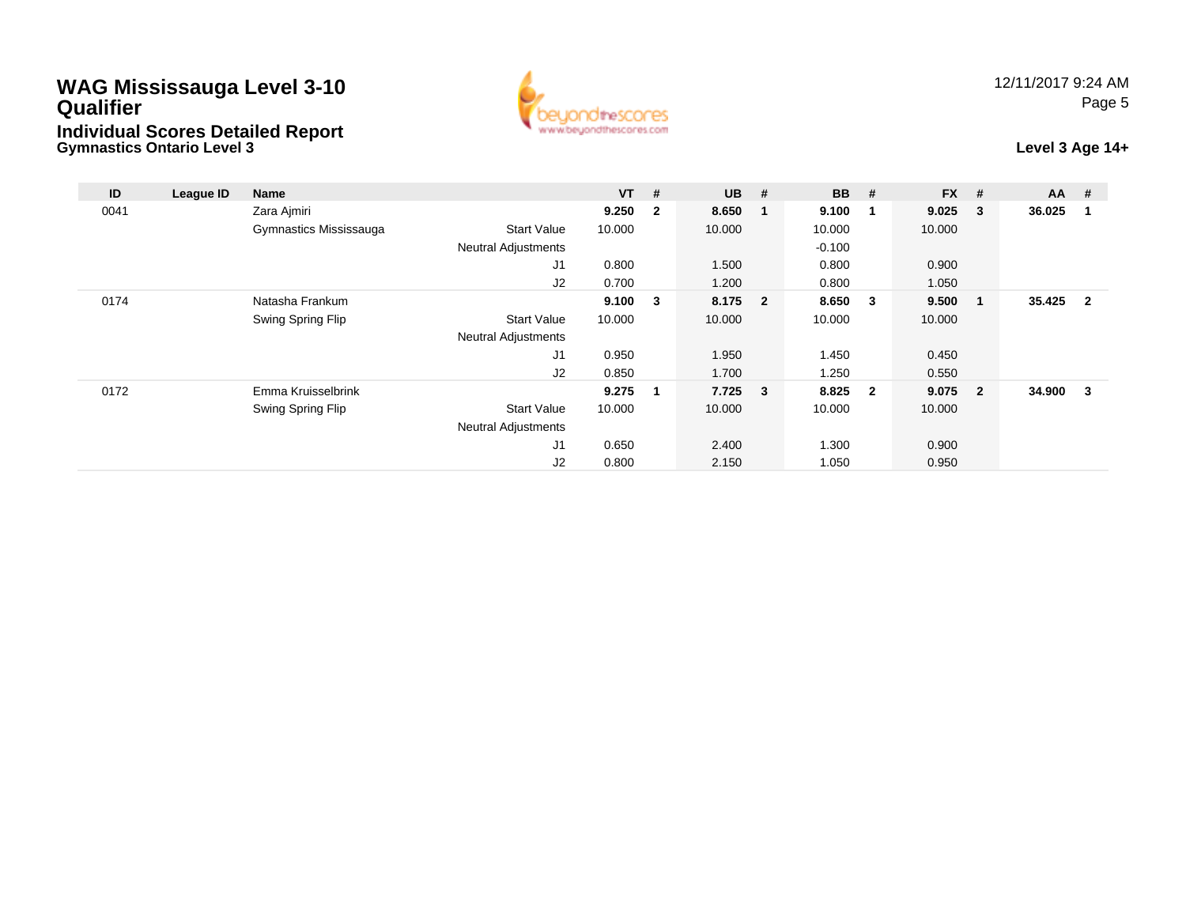# WAG Mississauga Level 3-10 Qualifier

## Individual Scores Detailed Report

### Gymnastics Ontario Level 3

12/11/2017 9:24 AM

**Level 3 Age 14+**

| ID | League ID | Name | | VT | # | UB | # | BB | # | FX | # | AA | # |
|---|---|---|---|---|---|---|---|---|---|---|---|---|---|
| 0041 | | Zara Ajmiri | | **9.250** | **2** | **8.650** | **1** | **9.100** | **1** | **9.025** | **3** | **36.025** | **1** |
| | | Gymnastics Mississauga | Start Value | 10.000 | | 10.000 | | 10.000 | | 10.000 | | | |
| | | | Neutral Adjustments | | | | | -0.100 | | | | | |
| | | | J1 | 0.800 | | 1.500 | | 0.800 | | 0.900 | | | |
| | | | J2 | 0.700 | | 1.200 | | 0.800 | | 1.050 | | | |
| 0174 | | Natasha Frankum | | **9.100** | **3** | **8.175** | **2** | **8.650** | **3** | **9.500** | **1** | **35.425** | **2** |
| | | Swing Spring Flip | Start Value | 10.000 | | 10.000 | | 10.000 | | 10.000 | | | |
| | | | Neutral Adjustments | | | | | | | | | | |
| | | | J1 | 0.950 | | 1.950 | | 1.450 | | 0.450 | | | |
| | | | J2 | 0.850 | | 1.700 | | 1.250 | | 0.550 | | | |
| 0172 | | Emma Kruisselbrink | | **9.275** | **1** | **7.725** | **3** | **8.825** | **2** | **9.075** | **2** | **34.900** | **3** |
| | | Swing Spring Flip | Start Value | 10.000 | | 10.000 | | 10.000 | | 10.000 | | | |
| | | | Neutral Adjustments | | | | | | | | | | |
| | | | J1 | 0.650 | | 2.400 | | 1.300 | | 0.900 | | | |
| | | | J2 | 0.800 | | 2.150 | | 1.050 | | 0.950 | | | |